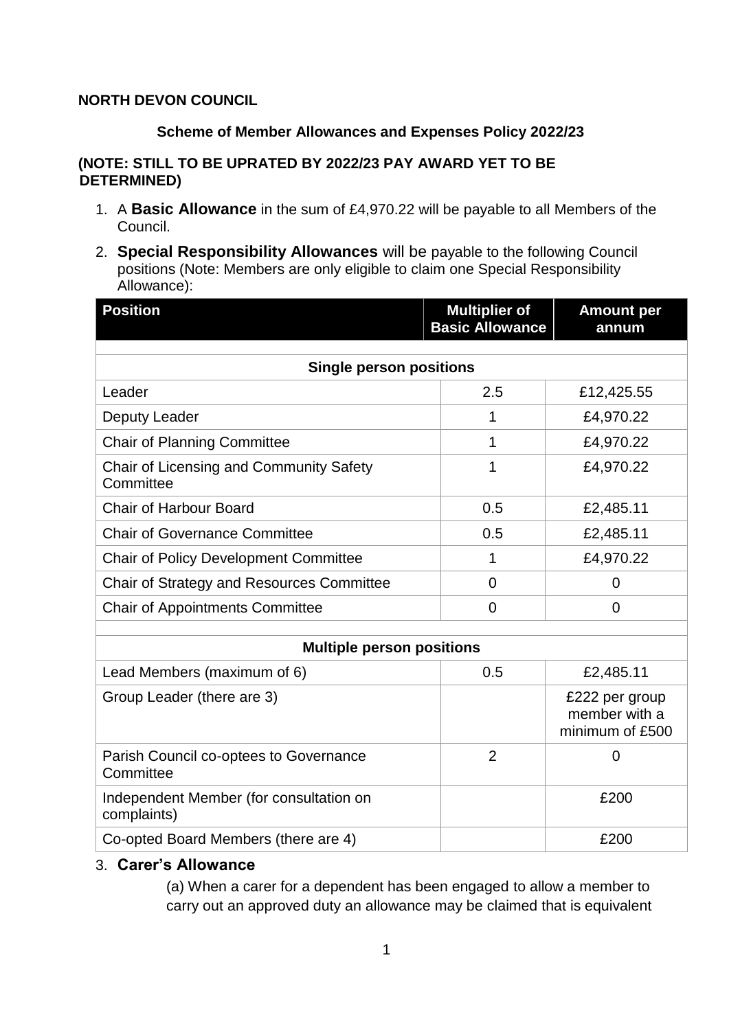**NORTH DEVON COUNCIL**

**Scheme of Member Allowances and Expenses Policy 2022/23**

**(NOTE: STILL TO BE UPRATED BY 2022/23 PAY AWARD YET TO BE DETERMINED)**

1. A **Basic Allowance** in the sum of £4,970.22 will be payable to all Members of the Council.
2. **Special Responsibility Allowances** will be payable to the following Council positions (Note: Members are only eligible to claim one Special Responsibility Allowance):

| Position | Multiplier of Basic Allowance | Amount per annum |
|---|---|---|
| **Single person positions** | | |
| Leader | 2.5 | £12,425.55 |
| Deputy Leader | 1 | £4,970.22 |
| Chair of Planning Committee | 1 | £4,970.22 |
| Chair of Licensing and Community Safety Committee | 1 | £4,970.22 |
| Chair of Harbour Board | 0.5 | £2,485.11 |
| Chair of Governance Committee | 0.5 | £2,485.11 |
| Chair of Policy Development Committee | 1 | £4,970.22 |
| Chair of Strategy and Resources Committee | 0 | 0 |
| Chair of Appointments Committee | 0 | 0 |
| **Multiple person positions** | | |
| Lead Members (maximum of 6) | 0.5 | £2,485.11 |
| Group Leader (there are 3) | | £222 per group member with a minimum of £500 |
| Parish Council co-optees to Governance Committee | 2 | 0 |
| Independent Member (for consultation on complaints) | | £200 |
| Co-opted Board Members (there are 4) | | £200 |

3. **Carer's Allowance**

   (a) When a carer for a dependent has been engaged to allow a member to carry out an approved duty an allowance may be claimed that is equivalent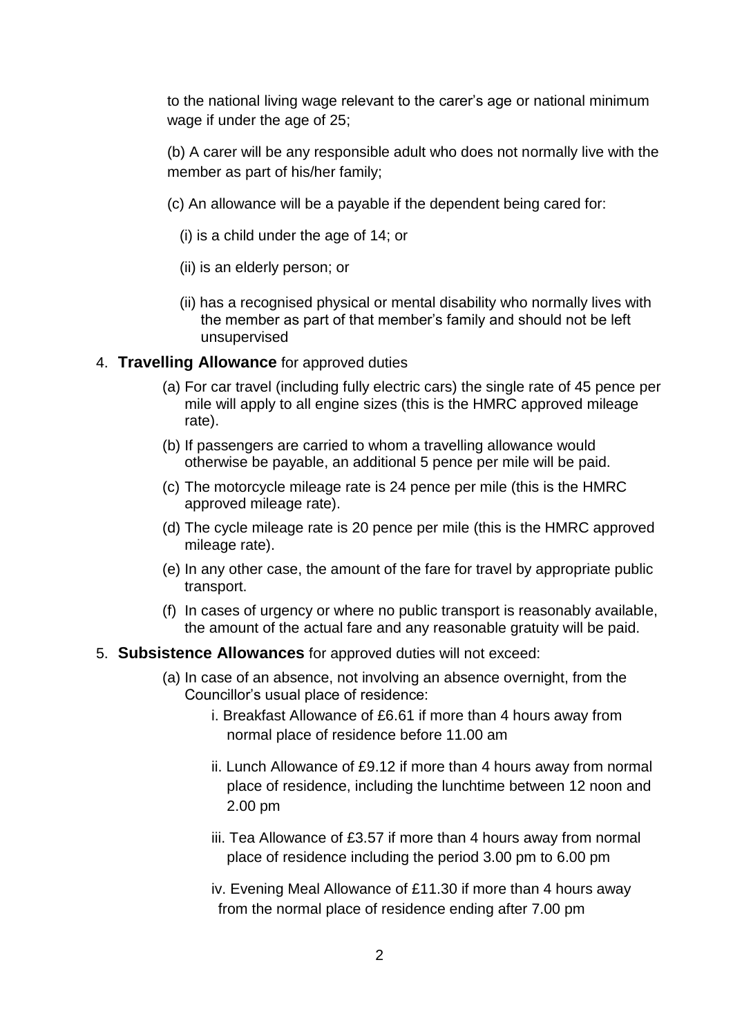to the national living wage relevant to the carer's age or national minimum wage if under the age of 25;

(b) A carer will be any responsible adult who does not normally live with the member as part of his/her family;

(c) An allowance will be a payable if the dependent being cared for:

(i) is a child under the age of 14; or

(ii) is an elderly person; or

(ii) has a recognised physical or mental disability who normally lives with the member as part of that member's family and should not be left unsupervised

4. **Travelling Allowance** for approved duties

   (a) For car travel (including fully electric cars) the single rate of 45 pence per mile will apply to all engine sizes (this is the HMRC approved mileage rate).

   (b) If passengers are carried to whom a travelling allowance would otherwise be payable, an additional 5 pence per mile will be paid.

   (c) The motorcycle mileage rate is 24 pence per mile (this is the HMRC approved mileage rate).

   (d) The cycle mileage rate is 20 pence per mile (this is the HMRC approved mileage rate).

   (e) In any other case, the amount of the fare for travel by appropriate public transport.

   (f) In cases of urgency or where no public transport is reasonably available, the amount of the actual fare and any reasonable gratuity will be paid.

5. **Subsistence Allowances** for approved duties will not exceed:

   (a) In case of an absence, not involving an absence overnight, from the Councillor's usual place of residence:

      i. Breakfast Allowance of £6.61 if more than 4 hours away from normal place of residence before 11.00 am

      ii. Lunch Allowance of £9.12 if more than 4 hours away from normal place of residence, including the lunchtime between 12 noon and 2.00 pm

      iii. Tea Allowance of £3.57 if more than 4 hours away from normal place of residence including the period 3.00 pm to 6.00 pm

      iv. Evening Meal Allowance of £11.30 if more than 4 hours away from the normal place of residence ending after 7.00 pm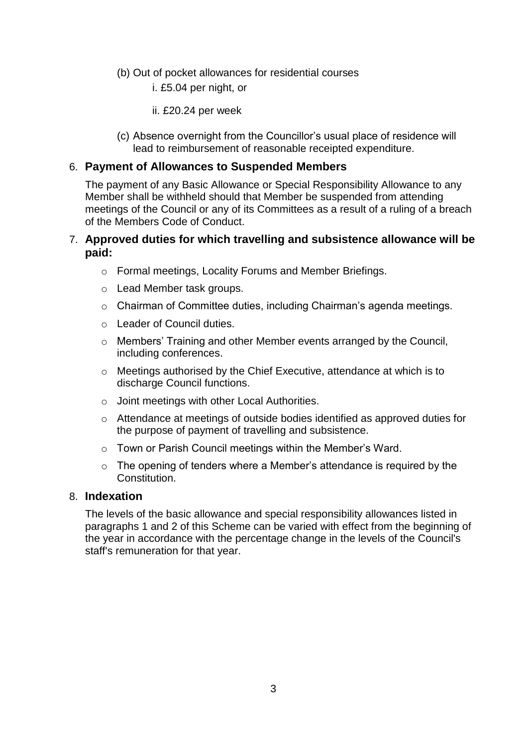(b) Out of pocket allowances for residential courses

i. £5.04 per night, or

ii. £20.24 per week

(c) Absence overnight from the Councillor's usual place of residence will lead to reimbursement of reasonable receipted expenditure.

## 6. Payment of Allowances to Suspended Members

The payment of any Basic Allowance or Special Responsibility Allowance to any Member shall be withheld should that Member be suspended from attending meetings of the Council or any of its Committees as a result of a ruling of a breach of the Members Code of Conduct.

## 7. Approved duties for which travelling and subsistence allowance will be paid:

- Formal meetings, Locality Forums and Member Briefings.
- Lead Member task groups.
- Chairman of Committee duties, including Chairman's agenda meetings.
- Leader of Council duties.
- Members' Training and other Member events arranged by the Council, including conferences.
- Meetings authorised by the Chief Executive, attendance at which is to discharge Council functions.
- Joint meetings with other Local Authorities.
- Attendance at meetings of outside bodies identified as approved duties for the purpose of payment of travelling and subsistence.
- Town or Parish Council meetings within the Member's Ward.
- The opening of tenders where a Member's attendance is required by the Constitution.

## 8. Indexation

The levels of the basic allowance and special responsibility allowances listed in paragraphs 1 and 2 of this Scheme can be varied with effect from the beginning of the year in accordance with the percentage change in the levels of the Council's staff's remuneration for that year.